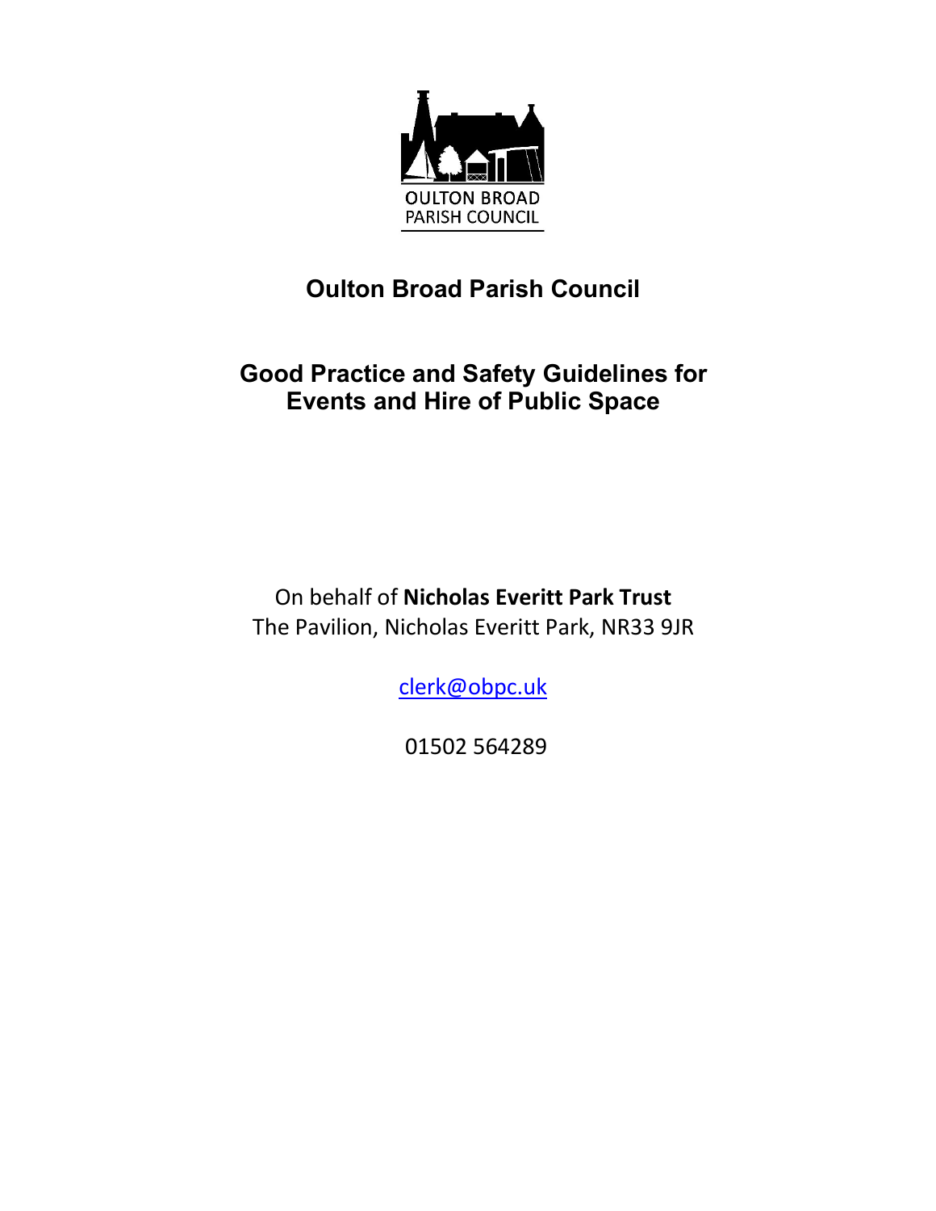OULTON BROAD
PARISH COUNCIL

# Oulton Broad Parish Council

## Good Practice and Safety Guidelines for Events and Hire of Public Space

On behalf of **Nicholas Everitt Park Trust**
The Pavilion, Nicholas Everitt Park, NR33 9JR

clerk@obpc.uk

01502 564289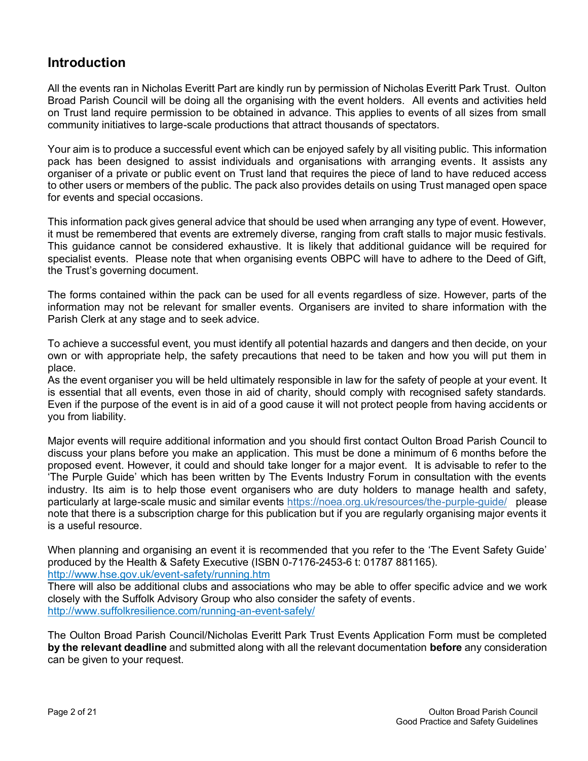## Introduction

All the events ran in Nicholas Everitt Part are kindly run by permission of Nicholas Everitt Park Trust. Oulton Broad Parish Council will be doing all the organising with the event holders. All events and activities held on Trust land require permission to be obtained in advance. This applies to events of all sizes from small community initiatives to large-scale productions that attract thousands of spectators.

Your aim is to produce a successful event which can be enjoyed safely by all visiting public. This information pack has been designed to assist individuals and organisations with arranging events. It assists any organiser of a private or public event on Trust land that requires the piece of land to have reduced access to other users or members of the public. The pack also provides details on using Trust managed open space for events and special occasions.

This information pack gives general advice that should be used when arranging any type of event. However, it must be remembered that events are extremely diverse, ranging from craft stalls to major music festivals. This guidance cannot be considered exhaustive. It is likely that additional guidance will be required for specialist events. Please note that when organising events OBPC will have to adhere to the Deed of Gift, the Trust's governing document.

The forms contained within the pack can be used for all events regardless of size. However, parts of the information may not be relevant for smaller events. Organisers are invited to share information with the Parish Clerk at any stage and to seek advice.

To achieve a successful event, you must identify all potential hazards and dangers and then decide, on your own or with appropriate help, the safety precautions that need to be taken and how you will put them in place.
As the event organiser you will be held ultimately responsible in law for the safety of people at your event. It is essential that all events, even those in aid of charity, should comply with recognised safety standards. Even if the purpose of the event is in aid of a good cause it will not protect people from having accidents or you from liability.

Major events will require additional information and you should first contact Oulton Broad Parish Council to discuss your plans before you make an application. This must be done a minimum of 6 months before the proposed event. However, it could and should take longer for a major event. It is advisable to refer to the 'The Purple Guide' which has been written by The Events Industry Forum in consultation with the events industry. Its aim is to help those event organisers who are duty holders to manage health and safety, particularly at large-scale music and similar events https://noea.org.uk/resources/the-purple-guide/ please note that there is a subscription charge for this publication but if you are regularly organising major events it is a useful resource.

When planning and organising an event it is recommended that you refer to the 'The Event Safety Guide' produced by the Health & Safety Executive (ISBN 0-7176-2453-6 t: 01787 881165).
http://www.hse.gov.uk/event-safety/running.htm
There will also be additional clubs and associations who may be able to offer specific advice and we work closely with the Suffolk Advisory Group who also consider the safety of events.
http://www.suffolkresilience.com/running-an-event-safely/

The Oulton Broad Parish Council/Nicholas Everitt Park Trust Events Application Form must be completed **by the relevant deadline** and submitted along with all the relevant documentation **before** any consideration can be given to your request.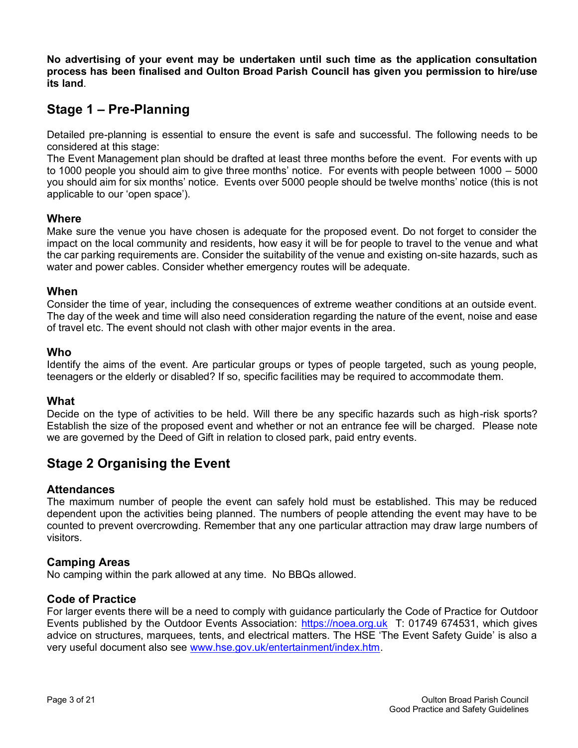**No advertising of your event may be undertaken until such time as the application consultation process has been finalised and Oulton Broad Parish Council has given you permission to hire/use its land**.

## Stage 1 – Pre-Planning

Detailed pre-planning is essential to ensure the event is safe and successful. The following needs to be considered at this stage:
The Event Management plan should be drafted at least three months before the event. For events with up to 1000 people you should aim to give three months' notice. For events with people between 1000 – 5000 you should aim for six months' notice. Events over 5000 people should be twelve months' notice (this is not applicable to our 'open space').

### Where

Make sure the venue you have chosen is adequate for the proposed event. Do not forget to consider the impact on the local community and residents, how easy it will be for people to travel to the venue and what the car parking requirements are. Consider the suitability of the venue and existing on-site hazards, such as water and power cables. Consider whether emergency routes will be adequate.

### When

Consider the time of year, including the consequences of extreme weather conditions at an outside event. The day of the week and time will also need consideration regarding the nature of the event, noise and ease of travel etc. The event should not clash with other major events in the area.

### Who

Identify the aims of the event. Are particular groups or types of people targeted, such as young people, teenagers or the elderly or disabled? If so, specific facilities may be required to accommodate them.

### What

Decide on the type of activities to be held. Will there be any specific hazards such as high-risk sports? Establish the size of the proposed event and whether or not an entrance fee will be charged. Please note we are governed by the Deed of Gift in relation to closed park, paid entry events.

## Stage 2 Organising the Event

### Attendances

The maximum number of people the event can safely hold must be established. This may be reduced dependent upon the activities being planned. The numbers of people attending the event may have to be counted to prevent overcrowding. Remember that any one particular attraction may draw large numbers of visitors.

### Camping Areas

No camping within the park allowed at any time. No BBQs allowed.

### Code of Practice

For larger events there will be a need to comply with guidance particularly the Code of Practice for Outdoor Events published by the Outdoor Events Association: https://noea.org.uk T: 01749 674531, which gives advice on structures, marquees, tents, and electrical matters. The HSE 'The Event Safety Guide' is also a very useful document also see www.hse.gov.uk/entertainment/index.htm.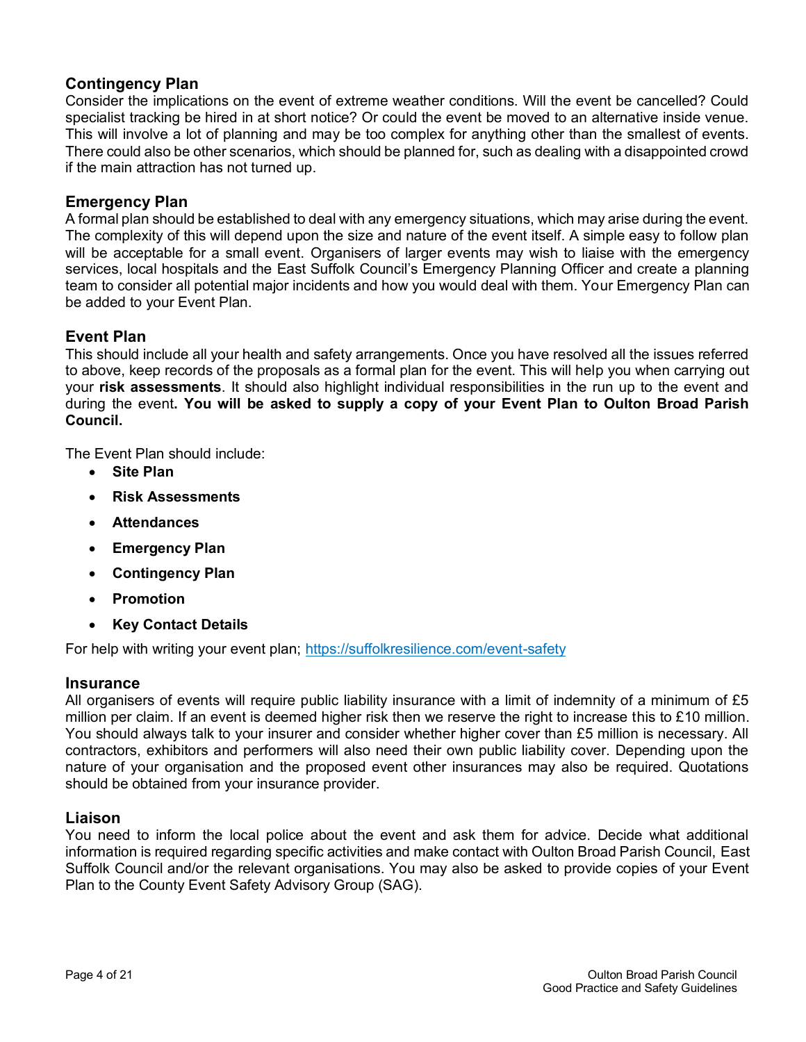## Contingency Plan

Consider the implications on the event of extreme weather conditions. Will the event be cancelled? Could specialist tracking be hired in at short notice? Or could the event be moved to an alternative inside venue. This will involve a lot of planning and may be too complex for anything other than the smallest of events. There could also be other scenarios, which should be planned for, such as dealing with a disappointed crowd if the main attraction has not turned up.

## Emergency Plan

A formal plan should be established to deal with any emergency situations, which may arise during the event. The complexity of this will depend upon the size and nature of the event itself. A simple easy to follow plan will be acceptable for a small event. Organisers of larger events may wish to liaise with the emergency services, local hospitals and the East Suffolk Council's Emergency Planning Officer and create a planning team to consider all potential major incidents and how you would deal with them. Your Emergency Plan can be added to your Event Plan.

## Event Plan

This should include all your health and safety arrangements. Once you have resolved all the issues referred to above, keep records of the proposals as a formal plan for the event. This will help you when carrying out your **risk assessments**. It should also highlight individual responsibilities in the run up to the event and during the event**. You will be asked to supply a copy of your Event Plan to Oulton Broad Parish Council.**

The Event Plan should include:

- **Site Plan**
- **Risk Assessments**
- **Attendances**
- **Emergency Plan**
- **Contingency Plan**
- **Promotion**
- **Key Contact Details**

For help with writing your event plan; https://suffolkresilience.com/event-safety

## Insurance

All organisers of events will require public liability insurance with a limit of indemnity of a minimum of £5 million per claim. If an event is deemed higher risk then we reserve the right to increase this to £10 million. You should always talk to your insurer and consider whether higher cover than £5 million is necessary. All contractors, exhibitors and performers will also need their own public liability cover. Depending upon the nature of your organisation and the proposed event other insurances may also be required. Quotations should be obtained from your insurance provider.

## Liaison

You need to inform the local police about the event and ask them for advice. Decide what additional information is required regarding specific activities and make contact with Oulton Broad Parish Council, East Suffolk Council and/or the relevant organisations. You may also be asked to provide copies of your Event Plan to the County Event Safety Advisory Group (SAG).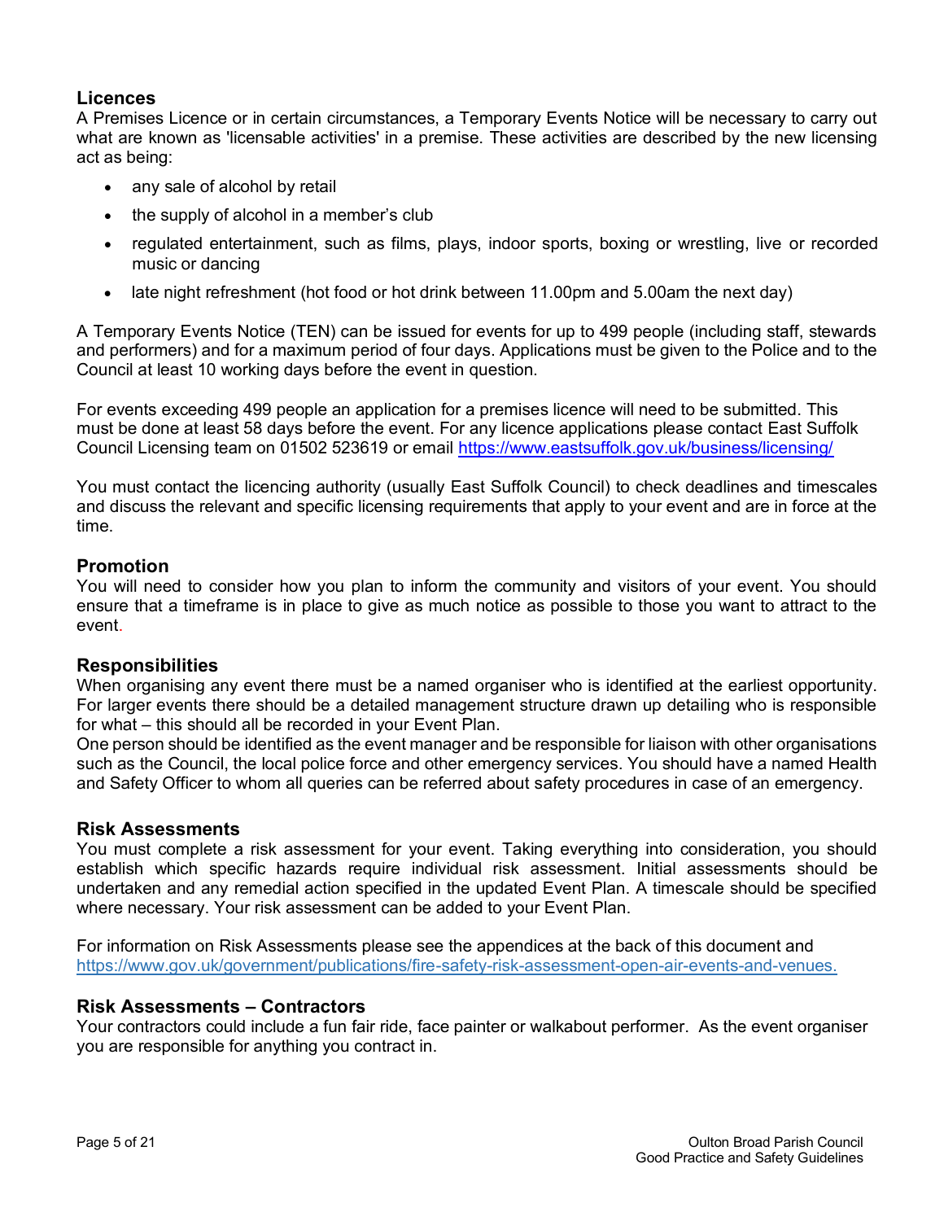## Licences

A Premises Licence or in certain circumstances, a Temporary Events Notice will be necessary to carry out what are known as 'licensable activities' in a premise. These activities are described by the new licensing act as being:

- any sale of alcohol by retail
- the supply of alcohol in a member's club
- regulated entertainment, such as films, plays, indoor sports, boxing or wrestling, live or recorded music or dancing
- late night refreshment (hot food or hot drink between 11.00pm and 5.00am the next day)

A Temporary Events Notice (TEN) can be issued for events for up to 499 people (including staff, stewards and performers) and for a maximum period of four days. Applications must be given to the Police and to the Council at least 10 working days before the event in question.

For events exceeding 499 people an application for a premises licence will need to be submitted. This must be done at least 58 days before the event. For any licence applications please contact East Suffolk Council Licensing team on 01502 523619 or email https://www.eastsuffolk.gov.uk/business/licensing/

You must contact the licencing authority (usually East Suffolk Council) to check deadlines and timescales and discuss the relevant and specific licensing requirements that apply to your event and are in force at the time.

## Promotion

You will need to consider how you plan to inform the community and visitors of your event. You should ensure that a timeframe is in place to give as much notice as possible to those you want to attract to the event.

## Responsibilities

When organising any event there must be a named organiser who is identified at the earliest opportunity. For larger events there should be a detailed management structure drawn up detailing who is responsible for what – this should all be recorded in your Event Plan.

One person should be identified as the event manager and be responsible for liaison with other organisations such as the Council, the local police force and other emergency services. You should have a named Health and Safety Officer to whom all queries can be referred about safety procedures in case of an emergency.

## Risk Assessments

You must complete a risk assessment for your event. Taking everything into consideration, you should establish which specific hazards require individual risk assessment. Initial assessments should be undertaken and any remedial action specified in the updated Event Plan. A timescale should be specified where necessary. Your risk assessment can be added to your Event Plan.

For information on Risk Assessments please see the appendices at the back of this document and https://www.gov.uk/government/publications/fire-safety-risk-assessment-open-air-events-and-venues.

## Risk Assessments – Contractors

Your contractors could include a fun fair ride, face painter or walkabout performer. As the event organiser you are responsible for anything you contract in.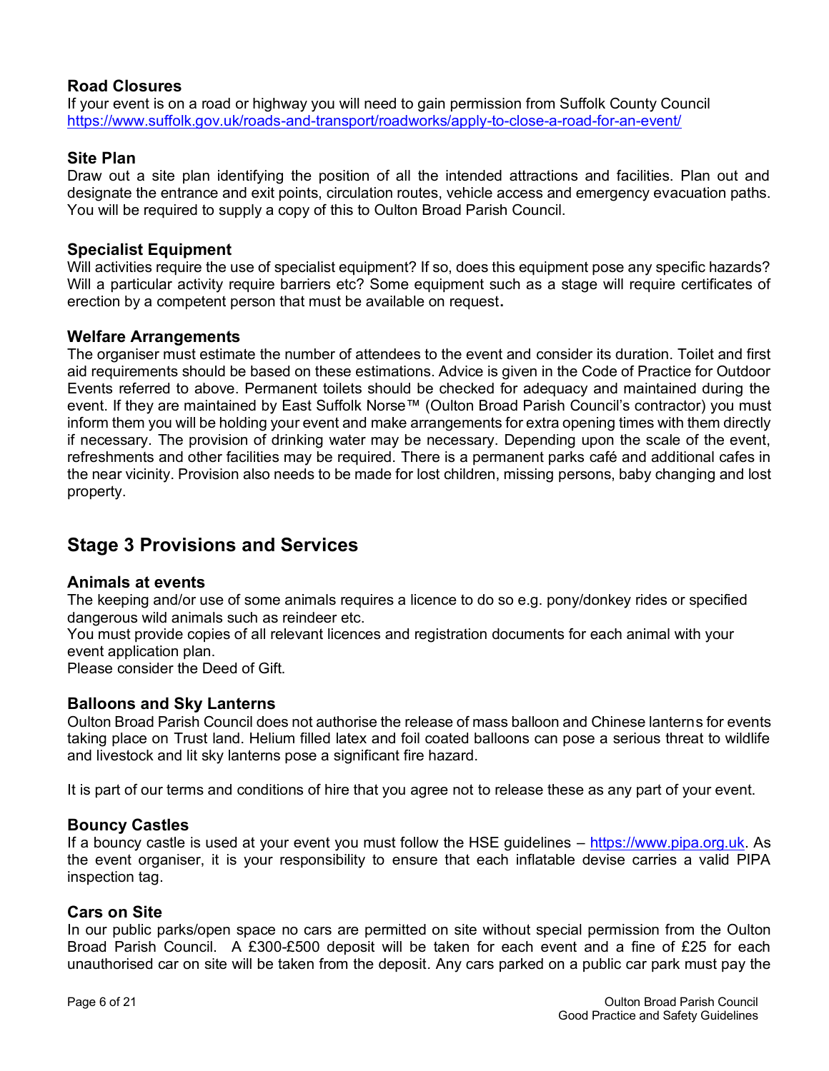### Road Closures

If your event is on a road or highway you will need to gain permission from Suffolk County Council https://www.suffolk.gov.uk/roads-and-transport/roadworks/apply-to-close-a-road-for-an-event/

### Site Plan

Draw out a site plan identifying the position of all the intended attractions and facilities. Plan out and designate the entrance and exit points, circulation routes, vehicle access and emergency evacuation paths. You will be required to supply a copy of this to Oulton Broad Parish Council.

### Specialist Equipment

Will activities require the use of specialist equipment? If so, does this equipment pose any specific hazards? Will a particular activity require barriers etc? Some equipment such as a stage will require certificates of erection by a competent person that must be available on request.

### Welfare Arrangements

The organiser must estimate the number of attendees to the event and consider its duration. Toilet and first aid requirements should be based on these estimations. Advice is given in the Code of Practice for Outdoor Events referred to above. Permanent toilets should be checked for adequacy and maintained during the event. If they are maintained by East Suffolk Norse™ (Oulton Broad Parish Council's contractor) you must inform them you will be holding your event and make arrangements for extra opening times with them directly if necessary. The provision of drinking water may be necessary. Depending upon the scale of the event, refreshments and other facilities may be required. There is a permanent parks café and additional cafes in the near vicinity. Provision also needs to be made for lost children, missing persons, baby changing and lost property.

## Stage 3 Provisions and Services

### Animals at events

The keeping and/or use of some animals requires a licence to do so e.g. pony/donkey rides or specified dangerous wild animals such as reindeer etc.

You must provide copies of all relevant licences and registration documents for each animal with your event application plan.

Please consider the Deed of Gift.

### Balloons and Sky Lanterns

Oulton Broad Parish Council does not authorise the release of mass balloon and Chinese lanterns for events taking place on Trust land. Helium filled latex and foil coated balloons can pose a serious threat to wildlife and livestock and lit sky lanterns pose a significant fire hazard.

It is part of our terms and conditions of hire that you agree not to release these as any part of your event.

### Bouncy Castles

If a bouncy castle is used at your event you must follow the HSE guidelines – https://www.pipa.org.uk. As the event organiser, it is your responsibility to ensure that each inflatable devise carries a valid PIPA inspection tag.

### Cars on Site

In our public parks/open space no cars are permitted on site without special permission from the Oulton Broad Parish Council. A £300-£500 deposit will be taken for each event and a fine of £25 for each unauthorised car on site will be taken from the deposit. Any cars parked on a public car park must pay the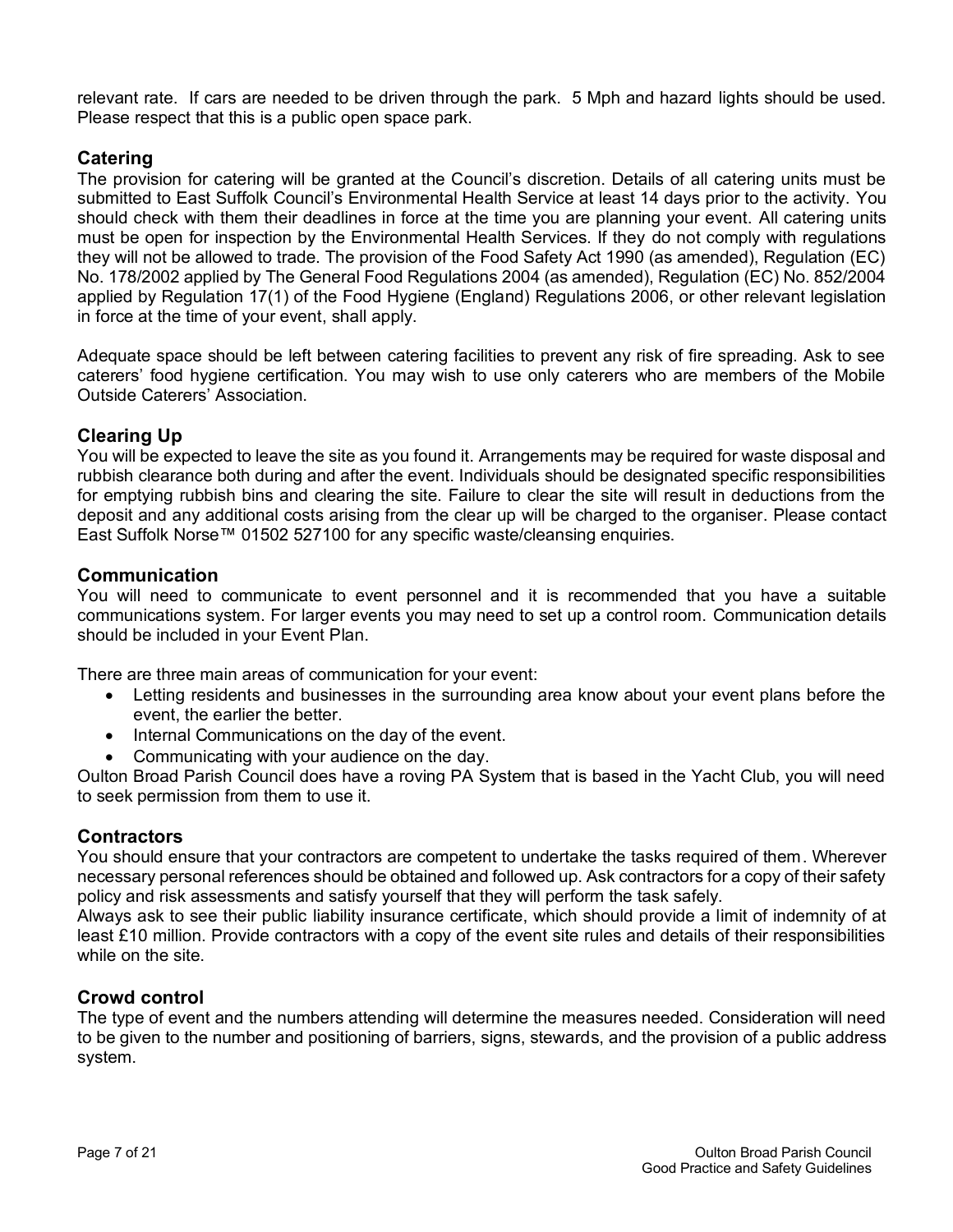relevant rate. If cars are needed to be driven through the park. 5 Mph and hazard lights should be used. Please respect that this is a public open space park.

## Catering

The provision for catering will be granted at the Council's discretion. Details of all catering units must be submitted to East Suffolk Council's Environmental Health Service at least 14 days prior to the activity. You should check with them their deadlines in force at the time you are planning your event. All catering units must be open for inspection by the Environmental Health Services. If they do not comply with regulations they will not be allowed to trade. The provision of the Food Safety Act 1990 (as amended), Regulation (EC) No. 178/2002 applied by The General Food Regulations 2004 (as amended), Regulation (EC) No. 852/2004 applied by Regulation 17(1) of the Food Hygiene (England) Regulations 2006, or other relevant legislation in force at the time of your event, shall apply.

Adequate space should be left between catering facilities to prevent any risk of fire spreading. Ask to see caterers' food hygiene certification. You may wish to use only caterers who are members of the Mobile Outside Caterers' Association.

## Clearing Up

You will be expected to leave the site as you found it. Arrangements may be required for waste disposal and rubbish clearance both during and after the event. Individuals should be designated specific responsibilities for emptying rubbish bins and clearing the site. Failure to clear the site will result in deductions from the deposit and any additional costs arising from the clear up will be charged to the organiser. Please contact East Suffolk Norse™ 01502 527100 for any specific waste/cleansing enquiries.

## Communication

You will need to communicate to event personnel and it is recommended that you have a suitable communications system. For larger events you may need to set up a control room. Communication details should be included in your Event Plan.

There are three main areas of communication for your event:

- Letting residents and businesses in the surrounding area know about your event plans before the event, the earlier the better.
- Internal Communications on the day of the event.
- Communicating with your audience on the day.

Oulton Broad Parish Council does have a roving PA System that is based in the Yacht Club, you will need to seek permission from them to use it.

## Contractors

You should ensure that your contractors are competent to undertake the tasks required of them. Wherever necessary personal references should be obtained and followed up. Ask contractors for a copy of their safety policy and risk assessments and satisfy yourself that they will perform the task safely.
Always ask to see their public liability insurance certificate, which should provide a limit of indemnity of at least £10 million. Provide contractors with a copy of the event site rules and details of their responsibilities while on the site.

## Crowd control

The type of event and the numbers attending will determine the measures needed. Consideration will need to be given to the number and positioning of barriers, signs, stewards, and the provision of a public address system.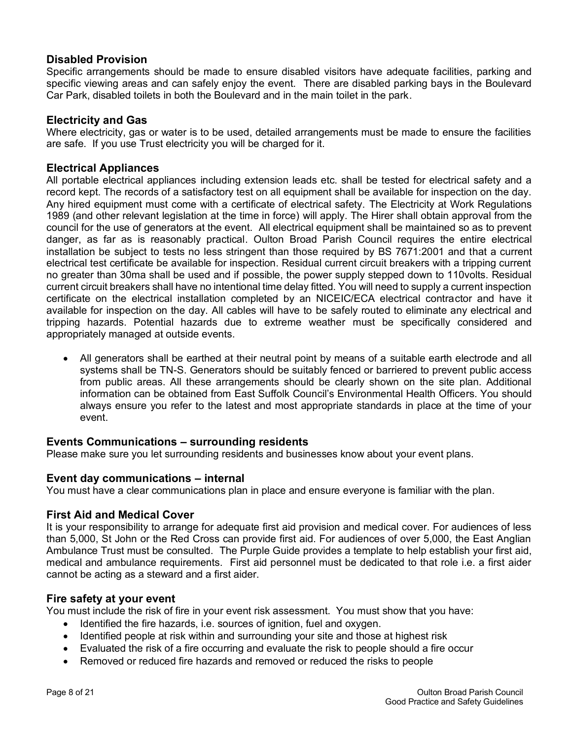### Disabled Provision

Specific arrangements should be made to ensure disabled visitors have adequate facilities, parking and specific viewing areas and can safely enjoy the event. There are disabled parking bays in the Boulevard Car Park, disabled toilets in both the Boulevard and in the main toilet in the park.

### Electricity and Gas

Where electricity, gas or water is to be used, detailed arrangements must be made to ensure the facilities are safe. If you use Trust electricity you will be charged for it.

### Electrical Appliances

All portable electrical appliances including extension leads etc. shall be tested for electrical safety and a record kept. The records of a satisfactory test on all equipment shall be available for inspection on the day. Any hired equipment must come with a certificate of electrical safety. The Electricity at Work Regulations 1989 (and other relevant legislation at the time in force) will apply. The Hirer shall obtain approval from the council for the use of generators at the event. All electrical equipment shall be maintained so as to prevent danger, as far as is reasonably practical. Oulton Broad Parish Council requires the entire electrical installation be subject to tests no less stringent than those required by BS 7671:2001 and that a current electrical test certificate be available for inspection. Residual current circuit breakers with a tripping current no greater than 30ma shall be used and if possible, the power supply stepped down to 110volts. Residual current circuit breakers shall have no intentional time delay fitted. You will need to supply a current inspection certificate on the electrical installation completed by an NICEIC/ECA electrical contractor and have it available for inspection on the day. All cables will have to be safely routed to eliminate any electrical and tripping hazards. Potential hazards due to extreme weather must be specifically considered and appropriately managed at outside events.

- All generators shall be earthed at their neutral point by means of a suitable earth electrode and all systems shall be TN-S. Generators should be suitably fenced or barriered to prevent public access from public areas. All these arrangements should be clearly shown on the site plan. Additional information can be obtained from East Suffolk Council's Environmental Health Officers. You should always ensure you refer to the latest and most appropriate standards in place at the time of your event.

### Events Communications – surrounding residents

Please make sure you let surrounding residents and businesses know about your event plans.

### Event day communications – internal

You must have a clear communications plan in place and ensure everyone is familiar with the plan.

### First Aid and Medical Cover

It is your responsibility to arrange for adequate first aid provision and medical cover. For audiences of less than 5,000, St John or the Red Cross can provide first aid. For audiences of over 5,000, the East Anglian Ambulance Trust must be consulted. The Purple Guide provides a template to help establish your first aid, medical and ambulance requirements. First aid personnel must be dedicated to that role i.e. a first aider cannot be acting as a steward and a first aider.

### Fire safety at your event

You must include the risk of fire in your event risk assessment. You must show that you have:

- Identified the fire hazards, i.e. sources of ignition, fuel and oxygen.
- Identified people at risk within and surrounding your site and those at highest risk
- Evaluated the risk of a fire occurring and evaluate the risk to people should a fire occur
- Removed or reduced fire hazards and removed or reduced the risks to people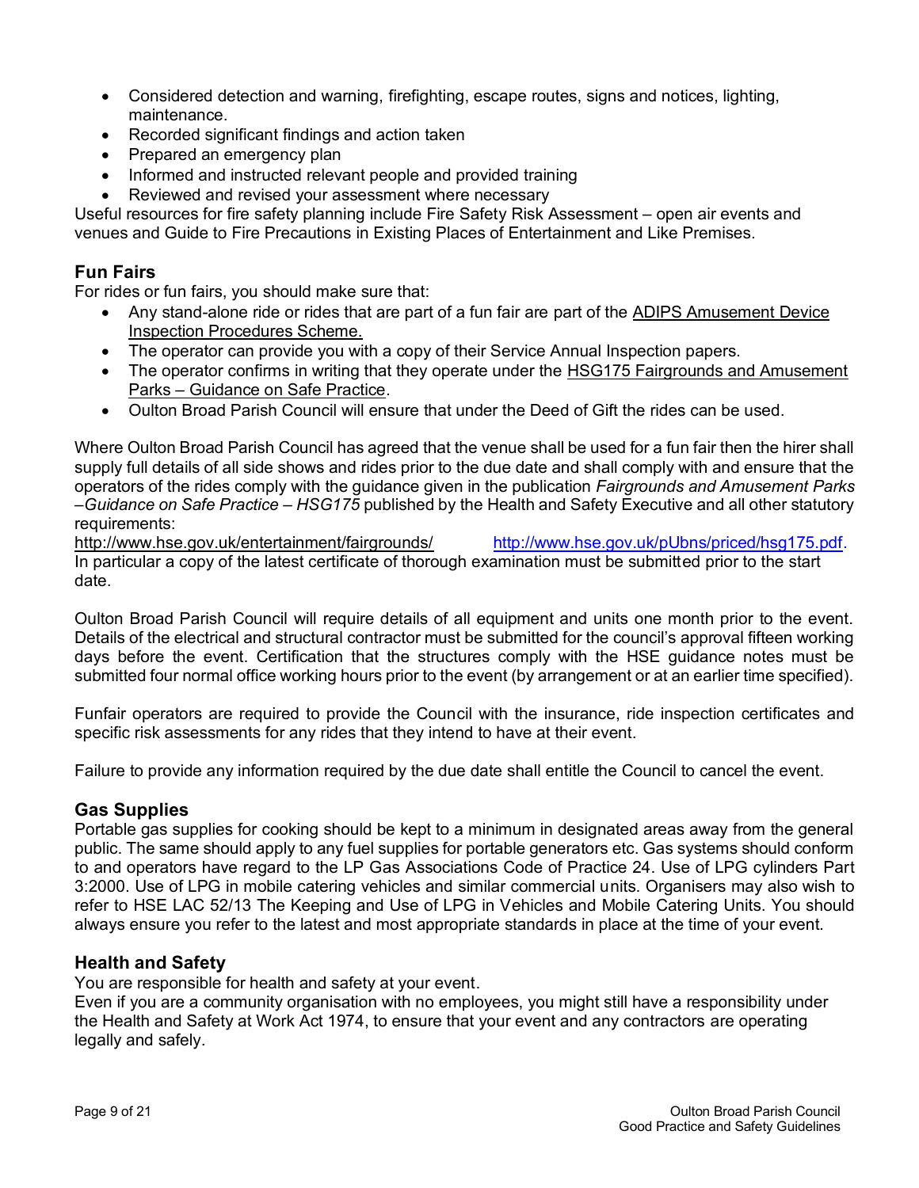- Considered detection and warning, firefighting, escape routes, signs and notices, lighting, maintenance.
- Recorded significant findings and action taken
- Prepared an emergency plan
- Informed and instructed relevant people and provided training
- Reviewed and revised your assessment where necessary

Useful resources for fire safety planning include Fire Safety Risk Assessment – open air events and venues and Guide to Fire Precautions in Existing Places of Entertainment and Like Premises.

### Fun Fairs

For rides or fun fairs, you should make sure that:

- Any stand-alone ride or rides that are part of a fun fair are part of the ADIPS Amusement Device Inspection Procedures Scheme.
- The operator can provide you with a copy of their Service Annual Inspection papers.
- The operator confirms in writing that they operate under the HSG175 Fairgrounds and Amusement Parks – Guidance on Safe Practice.
- Oulton Broad Parish Council will ensure that under the Deed of Gift the rides can be used.

Where Oulton Broad Parish Council has agreed that the venue shall be used for a fun fair then the hirer shall supply full details of all side shows and rides prior to the due date and shall comply with and ensure that the operators of the rides comply with the guidance given in the publication *Fairgrounds and Amusement Parks –Guidance on Safe Practice – HSG175* published by the Health and Safety Executive and all other statutory requirements:
http://www.hse.gov.uk/entertainment/fairgrounds/ http://www.hse.gov.uk/pUbns/priced/hsg175.pdf.
In particular a copy of the latest certificate of thorough examination must be submitted prior to the start date.

Oulton Broad Parish Council will require details of all equipment and units one month prior to the event. Details of the electrical and structural contractor must be submitted for the council's approval fifteen working days before the event. Certification that the structures comply with the HSE guidance notes must be submitted four normal office working hours prior to the event (by arrangement or at an earlier time specified).

Funfair operators are required to provide the Council with the insurance, ride inspection certificates and specific risk assessments for any rides that they intend to have at their event.

Failure to provide any information required by the due date shall entitle the Council to cancel the event.

### Gas Supplies

Portable gas supplies for cooking should be kept to a minimum in designated areas away from the general public. The same should apply to any fuel supplies for portable generators etc. Gas systems should conform to and operators have regard to the LP Gas Associations Code of Practice 24. Use of LPG cylinders Part 3:2000. Use of LPG in mobile catering vehicles and similar commercial units. Organisers may also wish to refer to HSE LAC 52/13 The Keeping and Use of LPG in Vehicles and Mobile Catering Units. You should always ensure you refer to the latest and most appropriate standards in place at the time of your event.

### Health and Safety

You are responsible for health and safety at your event.
Even if you are a community organisation with no employees, you might still have a responsibility under the Health and Safety at Work Act 1974, to ensure that your event and any contractors are operating legally and safely.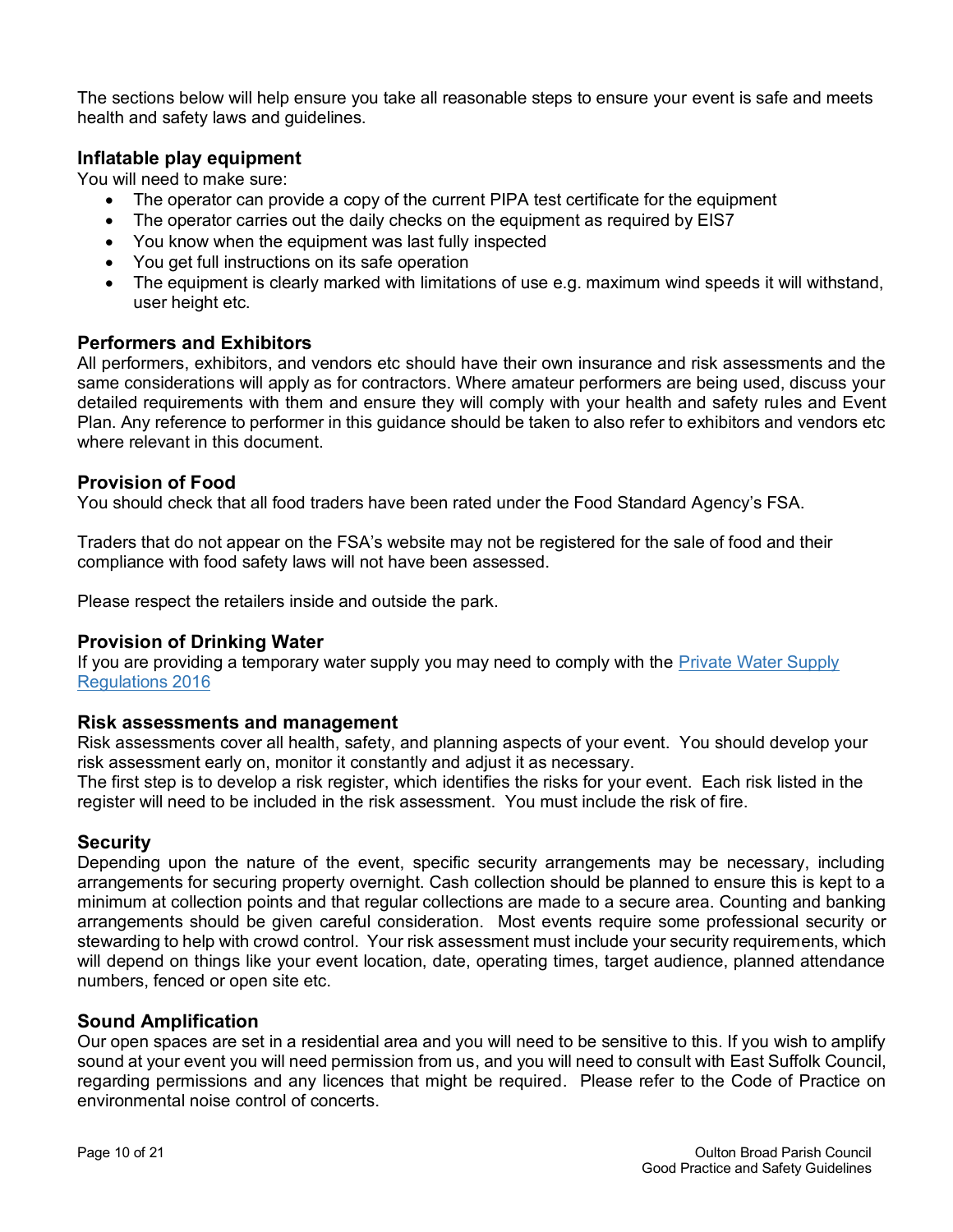The sections below will help ensure you take all reasonable steps to ensure your event is safe and meets health and safety laws and guidelines.

### Inflatable play equipment

You will need to make sure:

- The operator can provide a copy of the current PIPA test certificate for the equipment
- The operator carries out the daily checks on the equipment as required by EIS7
- You know when the equipment was last fully inspected
- You get full instructions on its safe operation
- The equipment is clearly marked with limitations of use e.g. maximum wind speeds it will withstand, user height etc.

### Performers and Exhibitors

All performers, exhibitors, and vendors etc should have their own insurance and risk assessments and the same considerations will apply as for contractors. Where amateur performers are being used, discuss your detailed requirements with them and ensure they will comply with your health and safety rules and Event Plan. Any reference to performer in this guidance should be taken to also refer to exhibitors and vendors etc where relevant in this document.

### Provision of Food

You should check that all food traders have been rated under the Food Standard Agency's FSA.

Traders that do not appear on the FSA's website may not be registered for the sale of food and their compliance with food safety laws will not have been assessed.

Please respect the retailers inside and outside the park.

### Provision of Drinking Water

If you are providing a temporary water supply you may need to comply with the [Private Water Supply Regulations 2016]

### Risk assessments and management

Risk assessments cover all health, safety, and planning aspects of your event. You should develop your risk assessment early on, monitor it constantly and adjust it as necessary.
The first step is to develop a risk register, which identifies the risks for your event. Each risk listed in the register will need to be included in the risk assessment. You must include the risk of fire.

### Security

Depending upon the nature of the event, specific security arrangements may be necessary, including arrangements for securing property overnight. Cash collection should be planned to ensure this is kept to a minimum at collection points and that regular collections are made to a secure area. Counting and banking arrangements should be given careful consideration. Most events require some professional security or stewarding to help with crowd control. Your risk assessment must include your security requirements, which will depend on things like your event location, date, operating times, target audience, planned attendance numbers, fenced or open site etc.

### Sound Amplification

Our open spaces are set in a residential area and you will need to be sensitive to this. If you wish to amplify sound at your event you will need permission from us, and you will need to consult with East Suffolk Council, regarding permissions and any licences that might be required. Please refer to the Code of Practice on environmental noise control of concerts.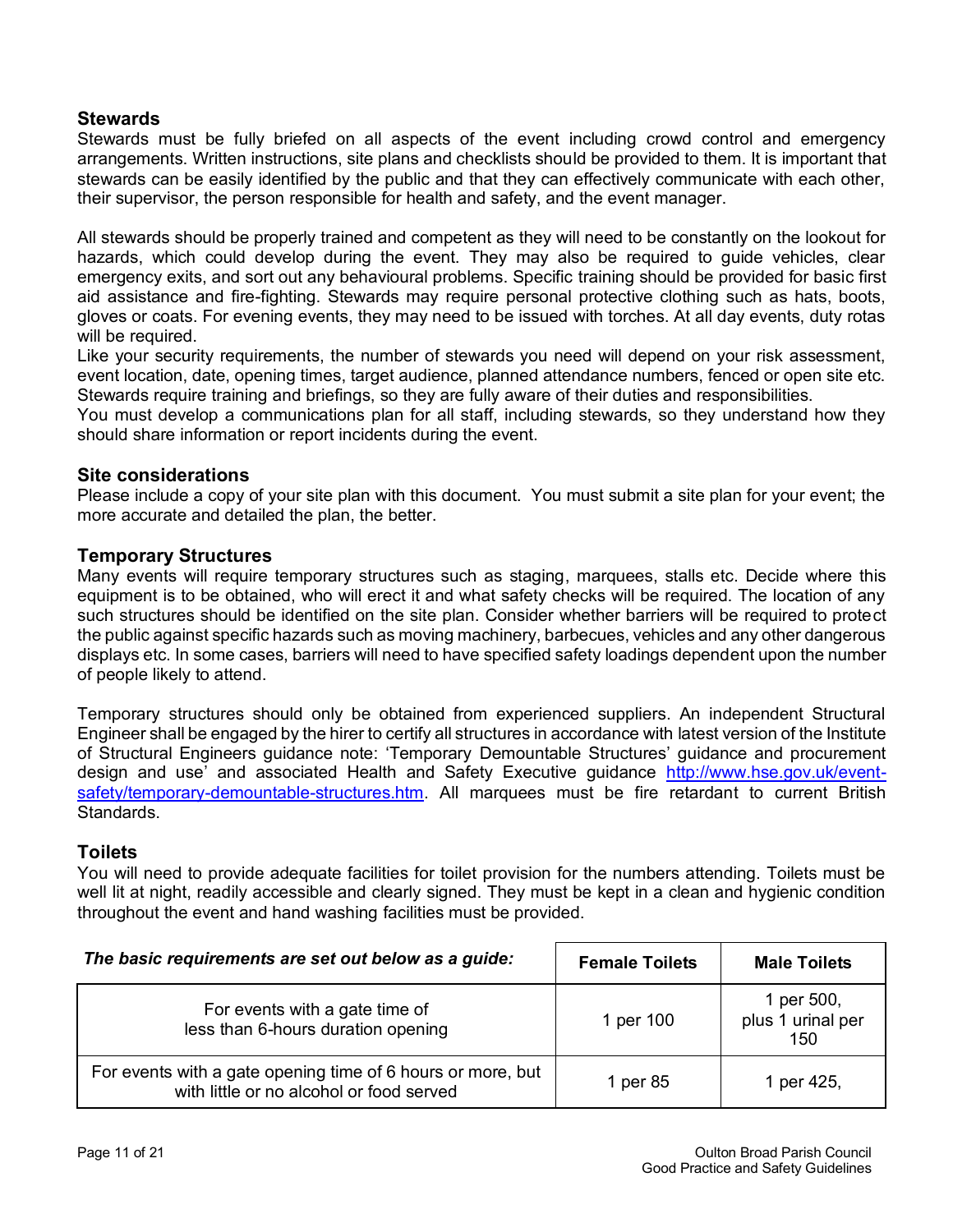### Stewards

Stewards must be fully briefed on all aspects of the event including crowd control and emergency arrangements. Written instructions, site plans and checklists should be provided to them. It is important that stewards can be easily identified by the public and that they can effectively communicate with each other, their supervisor, the person responsible for health and safety, and the event manager.

All stewards should be properly trained and competent as they will need to be constantly on the lookout for hazards, which could develop during the event. They may also be required to guide vehicles, clear emergency exits, and sort out any behavioural problems. Specific training should be provided for basic first aid assistance and fire-fighting. Stewards may require personal protective clothing such as hats, boots, gloves or coats. For evening events, they may need to be issued with torches. At all day events, duty rotas will be required.

Like your security requirements, the number of stewards you need will depend on your risk assessment, event location, date, opening times, target audience, planned attendance numbers, fenced or open site etc. Stewards require training and briefings, so they are fully aware of their duties and responsibilities.

You must develop a communications plan for all staff, including stewards, so they understand how they should share information or report incidents during the event.

### Site considerations

Please include a copy of your site plan with this document. You must submit a site plan for your event; the more accurate and detailed the plan, the better.

### Temporary Structures

Many events will require temporary structures such as staging, marquees, stalls etc. Decide where this equipment is to be obtained, who will erect it and what safety checks will be required. The location of any such structures should be identified on the site plan. Consider whether barriers will be required to protect the public against specific hazards such as moving machinery, barbecues, vehicles and any other dangerous displays etc. In some cases, barriers will need to have specified safety loadings dependent upon the number of people likely to attend.

Temporary structures should only be obtained from experienced suppliers. An independent Structural Engineer shall be engaged by the hirer to certify all structures in accordance with latest version of the Institute of Structural Engineers guidance note: 'Temporary Demountable Structures' guidance and procurement design and use' and associated Health and Safety Executive guidance [http://www.hse.gov.uk/event-safety/temporary-demountable-structures.htm](http://www.hse.gov.uk/event-safety/temporary-demountable-structures.htm). All marquees must be fire retardant to current British Standards.

### Toilets

You will need to provide adequate facilities for toilet provision for the numbers attending. Toilets must be well lit at night, readily accessible and clearly signed. They must be kept in a clean and hygienic condition throughout the event and hand washing facilities must be provided.

| ***The basic requirements are set out below as a guide:*** | **Female Toilets** | **Male Toilets** |
|---|---|---|
| For events with a gate time of less than 6-hours duration opening | 1 per 100 | 1 per 500, plus 1 urinal per 150 |
| For events with a gate opening time of 6 hours or more, but with little or no alcohol or food served | 1 per 85 | 1 per 425, |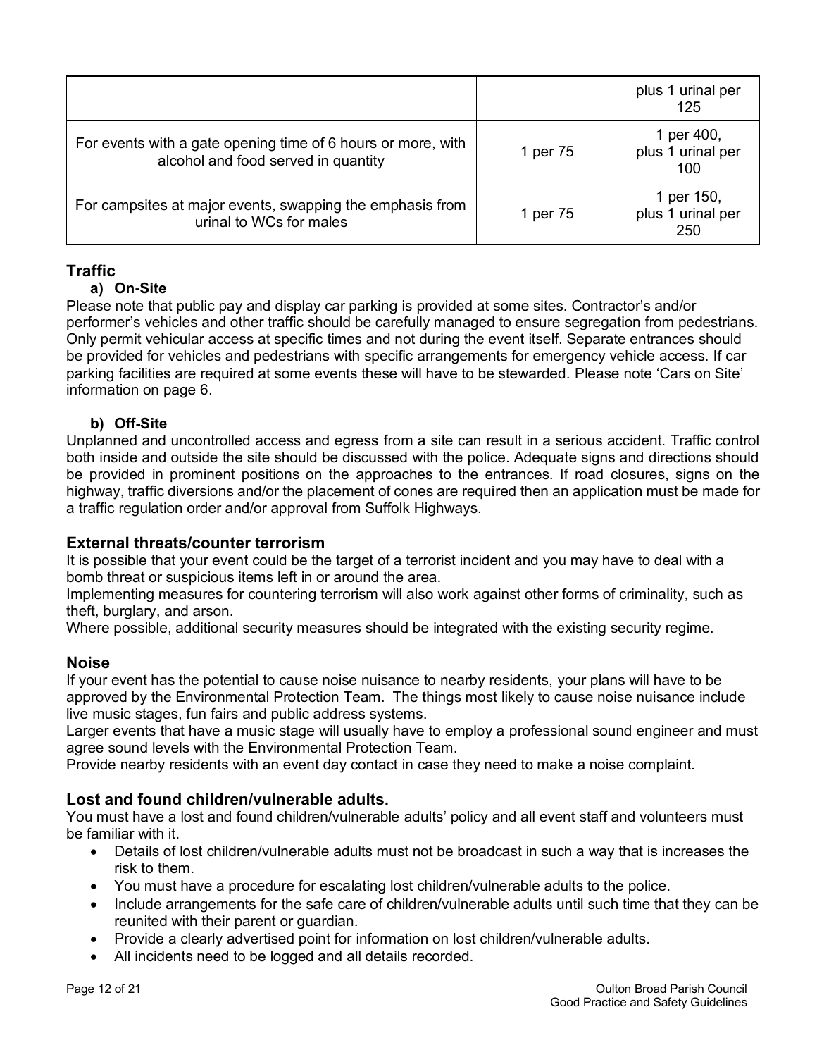| | | |
|---|---|---|
| | | plus 1 urinal per 125 |
| For events with a gate opening time of 6 hours or more, with alcohol and food served in quantity | 1 per 75 | 1 per 400, plus 1 urinal per 100 |
| For campsites at major events, swapping the emphasis from urinal to WCs for males | 1 per 75 | 1 per 150, plus 1 urinal per 250 |

## Traffic

**a) On-Site**

Please note that public pay and display car parking is provided at some sites. Contractor's and/or performer's vehicles and other traffic should be carefully managed to ensure segregation from pedestrians. Only permit vehicular access at specific times and not during the event itself. Separate entrances should be provided for vehicles and pedestrians with specific arrangements for emergency vehicle access. If car parking facilities are required at some events these will have to be stewarded. Please note 'Cars on Site' information on page 6.

**b) Off-Site**

Unplanned and uncontrolled access and egress from a site can result in a serious accident. Traffic control both inside and outside the site should be discussed with the police. Adequate signs and directions should be provided in prominent positions on the approaches to the entrances. If road closures, signs on the highway, traffic diversions and/or the placement of cones are required then an application must be made for a traffic regulation order and/or approval from Suffolk Highways.

## External threats/counter terrorism

It is possible that your event could be the target of a terrorist incident and you may have to deal with a bomb threat or suspicious items left in or around the area.
Implementing measures for countering terrorism will also work against other forms of criminality, such as theft, burglary, and arson.
Where possible, additional security measures should be integrated with the existing security regime.

## Noise

If your event has the potential to cause noise nuisance to nearby residents, your plans will have to be approved by the Environmental Protection Team. The things most likely to cause noise nuisance include live music stages, fun fairs and public address systems.
Larger events that have a music stage will usually have to employ a professional sound engineer and must agree sound levels with the Environmental Protection Team.
Provide nearby residents with an event day contact in case they need to make a noise complaint.

## Lost and found children/vulnerable adults.

You must have a lost and found children/vulnerable adults' policy and all event staff and volunteers must be familiar with it.

- Details of lost children/vulnerable adults must not be broadcast in such a way that is increases the risk to them.
- You must have a procedure for escalating lost children/vulnerable adults to the police.
- Include arrangements for the safe care of children/vulnerable adults until such time that they can be reunited with their parent or guardian.
- Provide a clearly advertised point for information on lost children/vulnerable adults.
- All incidents need to be logged and all details recorded.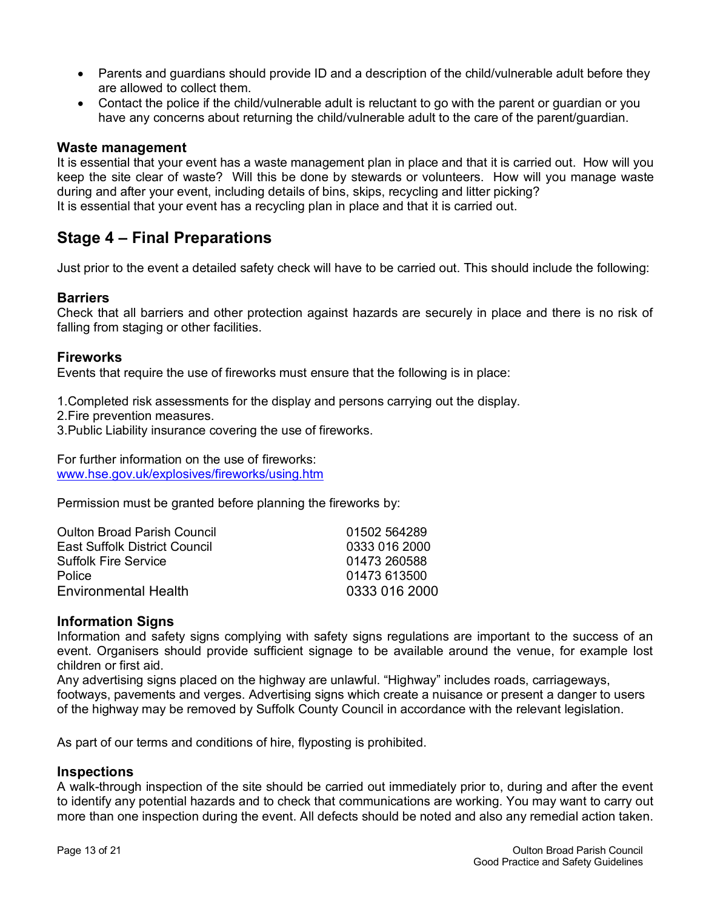- Parents and guardians should provide ID and a description of the child/vulnerable adult before they are allowed to collect them.
- Contact the police if the child/vulnerable adult is reluctant to go with the parent or guardian or you have any concerns about returning the child/vulnerable adult to the care of the parent/guardian.

### Waste management

It is essential that your event has a waste management plan in place and that it is carried out. How will you keep the site clear of waste? Will this be done by stewards or volunteers. How will you manage waste during and after your event, including details of bins, skips, recycling and litter picking?
It is essential that your event has a recycling plan in place and that it is carried out.

## Stage 4 – Final Preparations

Just prior to the event a detailed safety check will have to be carried out. This should include the following:

### Barriers

Check that all barriers and other protection against hazards are securely in place and there is no risk of falling from staging or other facilities.

### Fireworks

Events that require the use of fireworks must ensure that the following is in place:

1. Completed risk assessments for the display and persons carrying out the display.
2. Fire prevention measures.
3. Public Liability insurance covering the use of fireworks.

For further information on the use of fireworks:
www.hse.gov.uk/explosives/fireworks/using.htm

Permission must be granted before planning the fireworks by:

| | |
|---|---|
| Oulton Broad Parish Council | 01502 564289 |
| East Suffolk District Council | 0333 016 2000 |
| Suffolk Fire Service | 01473 260588 |
| Police | 01473 613500 |
| Environmental Health | 0333 016 2000 |

### Information Signs

Information and safety signs complying with safety signs regulations are important to the success of an event. Organisers should provide sufficient signage to be available around the venue, for example lost children or first aid.
Any advertising signs placed on the highway are unlawful. “Highway” includes roads, carriageways, footways, pavements and verges. Advertising signs which create a nuisance or present a danger to users of the highway may be removed by Suffolk County Council in accordance with the relevant legislation.

As part of our terms and conditions of hire, flyposting is prohibited.

### Inspections

A walk-through inspection of the site should be carried out immediately prior to, during and after the event to identify any potential hazards and to check that communications are working. You may want to carry out more than one inspection during the event. All defects should be noted and also any remedial action taken.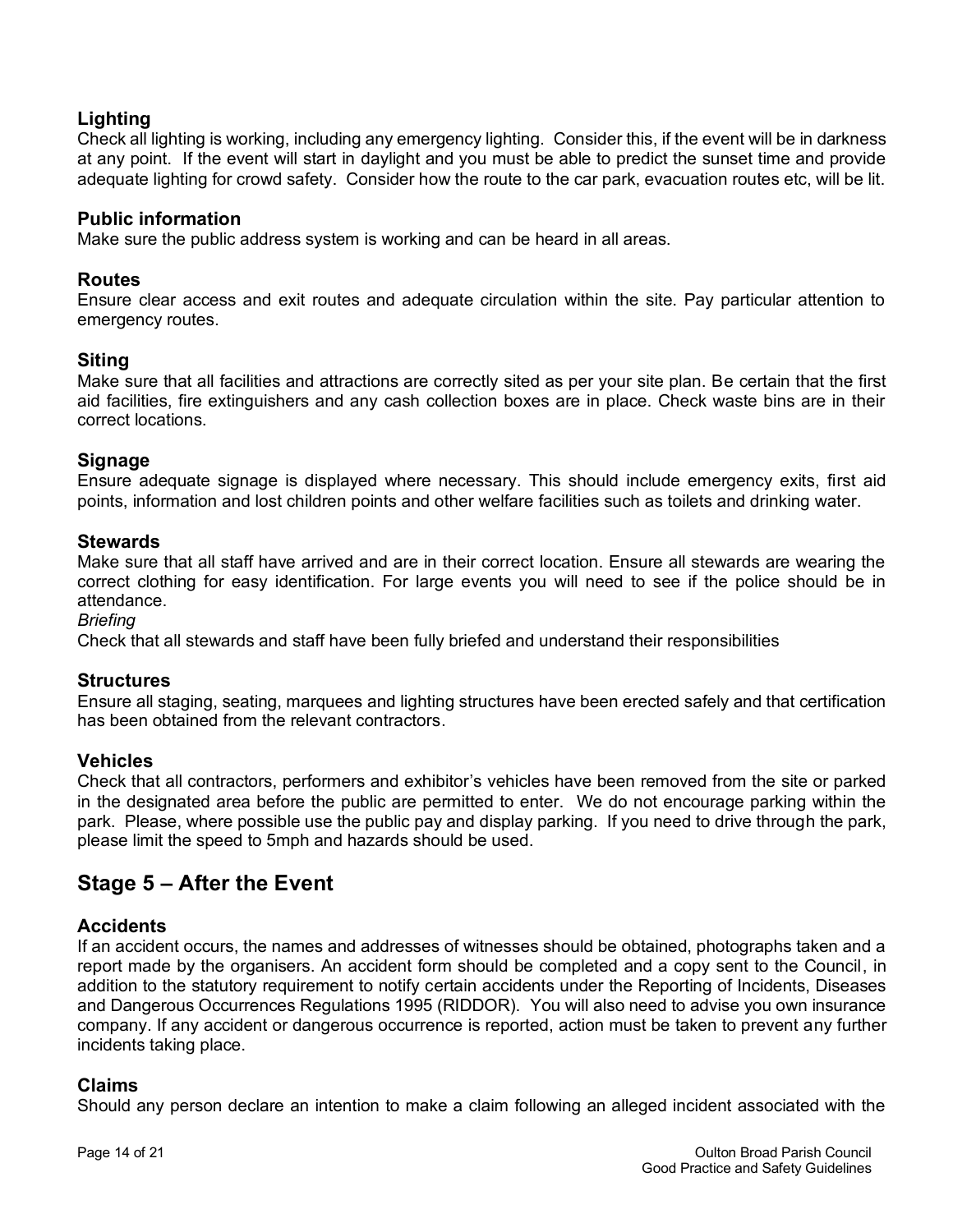### Lighting

Check all lighting is working, including any emergency lighting. Consider this, if the event will be in darkness at any point. If the event will start in daylight and you must be able to predict the sunset time and provide adequate lighting for crowd safety. Consider how the route to the car park, evacuation routes etc, will be lit.

### Public information

Make sure the public address system is working and can be heard in all areas.

### Routes

Ensure clear access and exit routes and adequate circulation within the site. Pay particular attention to emergency routes.

### Siting

Make sure that all facilities and attractions are correctly sited as per your site plan. Be certain that the first aid facilities, fire extinguishers and any cash collection boxes are in place. Check waste bins are in their correct locations.

### Signage

Ensure adequate signage is displayed where necessary. This should include emergency exits, first aid points, information and lost children points and other welfare facilities such as toilets and drinking water.

### Stewards

Make sure that all staff have arrived and are in their correct location. Ensure all stewards are wearing the correct clothing for easy identification. For large events you will need to see if the police should be in attendance.

*Briefing*

Check that all stewards and staff have been fully briefed and understand their responsibilities

### Structures

Ensure all staging, seating, marquees and lighting structures have been erected safely and that certification has been obtained from the relevant contractors.

### Vehicles

Check that all contractors, performers and exhibitor's vehicles have been removed from the site or parked in the designated area before the public are permitted to enter. We do not encourage parking within the park. Please, where possible use the public pay and display parking. If you need to drive through the park, please limit the speed to 5mph and hazards should be used.

## Stage 5 – After the Event

### Accidents

If an accident occurs, the names and addresses of witnesses should be obtained, photographs taken and a report made by the organisers. An accident form should be completed and a copy sent to the Council, in addition to the statutory requirement to notify certain accidents under the Reporting of Incidents, Diseases and Dangerous Occurrences Regulations 1995 (RIDDOR). You will also need to advise you own insurance company. If any accident or dangerous occurrence is reported, action must be taken to prevent any further incidents taking place.

### Claims

Should any person declare an intention to make a claim following an alleged incident associated with the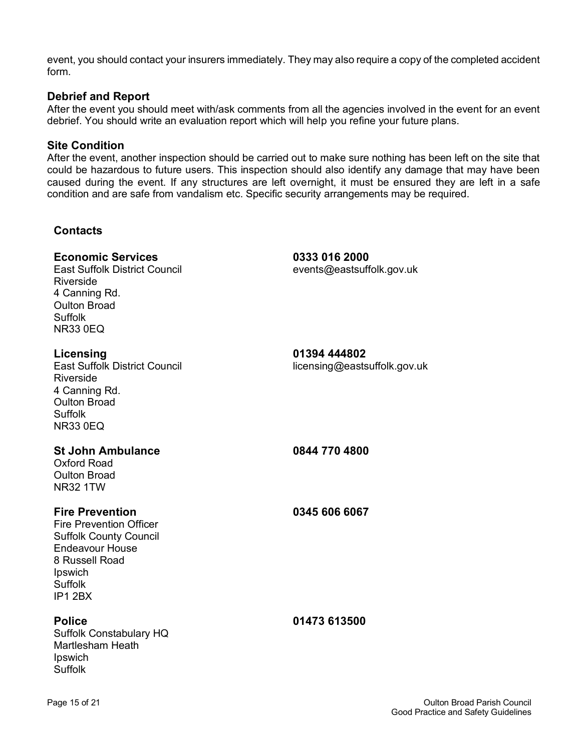event, you should contact your insurers immediately. They may also require a copy of the completed accident form.

### Debrief and Report

After the event you should meet with/ask comments from all the agencies involved in the event for an event debrief. You should write an evaluation report which will help you refine your future plans.

### Site Condition

After the event, another inspection should be carried out to make sure nothing has been left on the site that could be hazardous to future users. This inspection should also identify any damage that may have been caused during the event. If any structures are left overnight, it must be ensured they are left in a safe condition and are safe from vandalism etc. Specific security arrangements may be required.

## Contacts

**Economic Services**
East Suffolk District Council
Riverside
4 Canning Rd.
Oulton Broad
Suffolk
NR33 0EQ

**0333 016 2000**
events@eastsuffolk.gov.uk

**Licensing**
East Suffolk District Council
Riverside
4 Canning Rd.
Oulton Broad
Suffolk
NR33 0EQ

**01394 444802**
licensing@eastsuffolk.gov.uk

**St John Ambulance**
Oxford Road
Oulton Broad
NR32 1TW

**0844 770 4800**

**Fire Prevention**
Fire Prevention Officer
Suffolk County Council
Endeavour House
8 Russell Road
Ipswich
Suffolk
IP1 2BX

**0345 606 6067**

**Police**
Suffolk Constabulary HQ
Martlesham Heath
Ipswich
Suffolk

**01473 613500**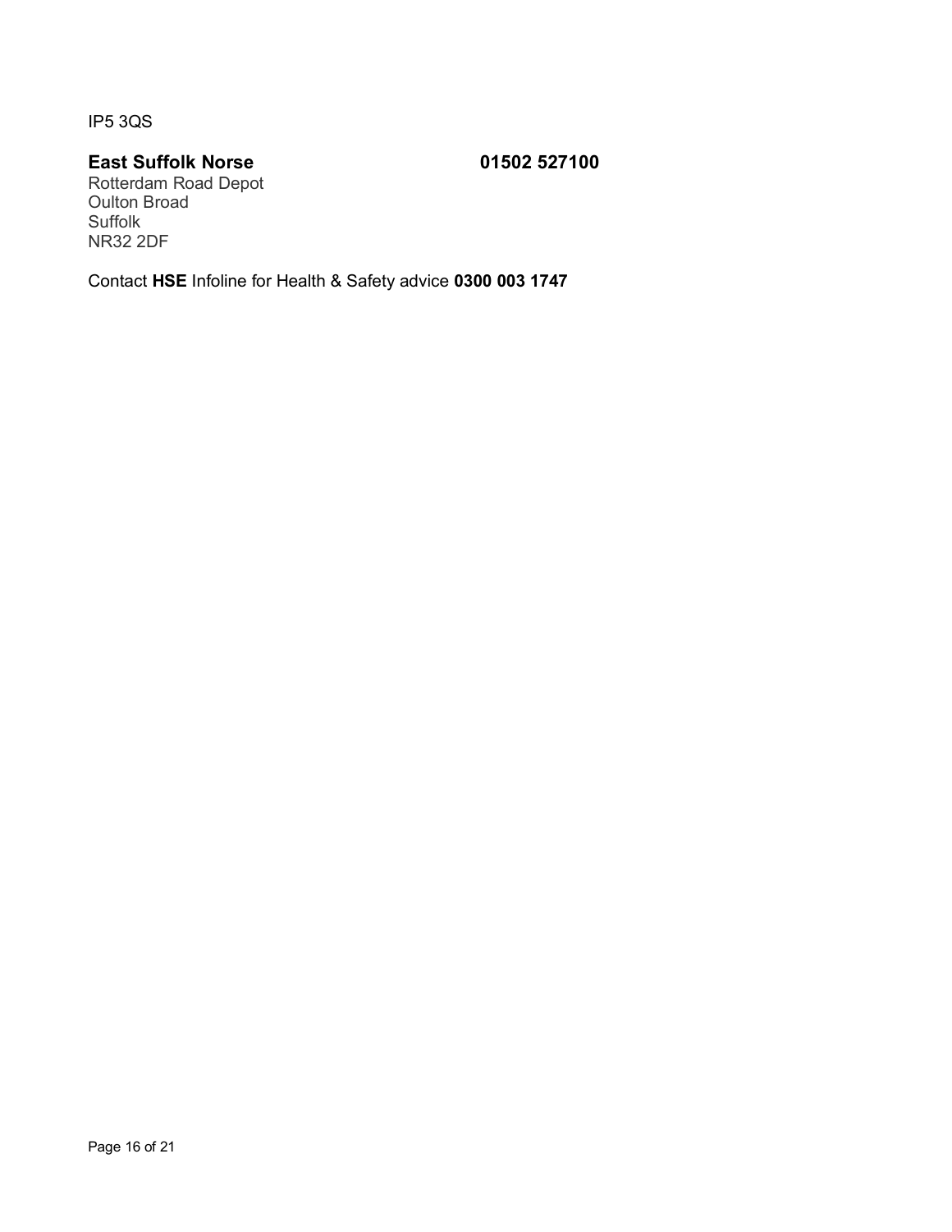IP5 3QS

**East Suffolk Norse** **01502 527100**
Rotterdam Road Depot
Oulton Broad
Suffolk
NR32 2DF

Contact **HSE** Infoline for Health & Safety advice **0300 003 1747**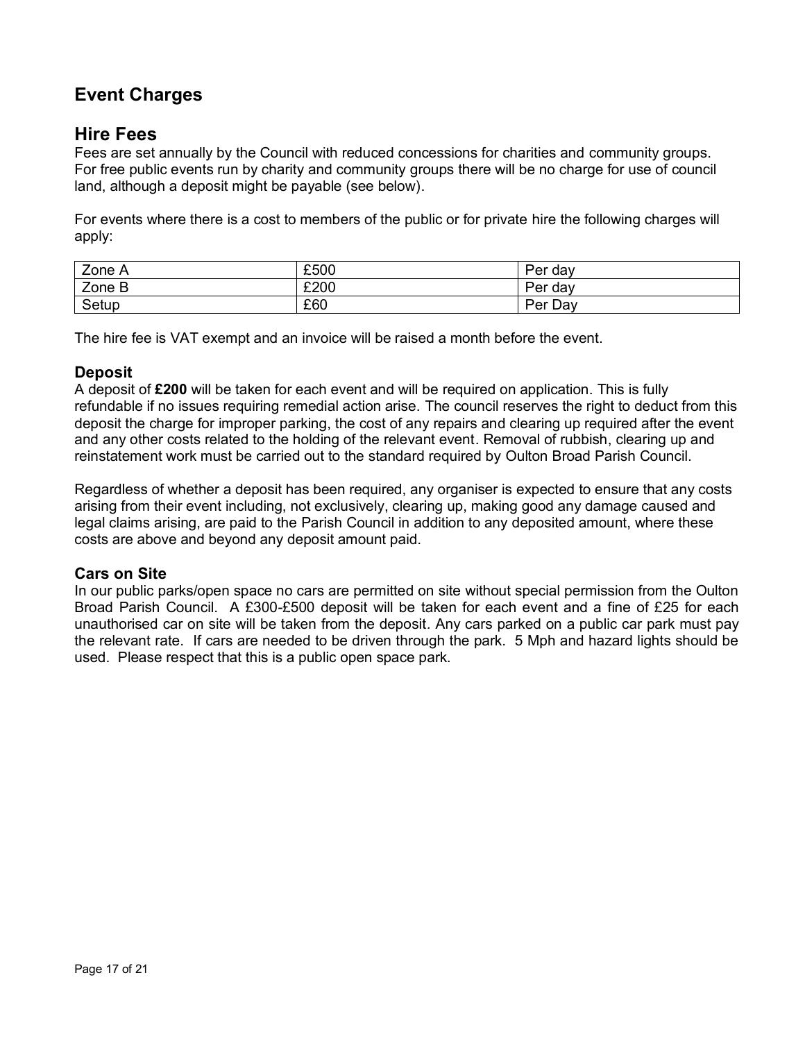## Event Charges

## Hire Fees

Fees are set annually by the Council with reduced concessions for charities and community groups. For free public events run by charity and community groups there will be no charge for use of council land, although a deposit might be payable (see below).

For events where there is a cost to members of the public or for private hire the following charges will apply:

| Zone A | £500 | Per day |
|---|---|---|
| Zone B | £200 | Per day |
| Setup | £60 | Per Day |

The hire fee is VAT exempt and an invoice will be raised a month before the event.

### Deposit

A deposit of **£200** will be taken for each event and will be required on application. This is fully refundable if no issues requiring remedial action arise. The council reserves the right to deduct from this deposit the charge for improper parking, the cost of any repairs and clearing up required after the event and any other costs related to the holding of the relevant event. Removal of rubbish, clearing up and reinstatement work must be carried out to the standard required by Oulton Broad Parish Council.

Regardless of whether a deposit has been required, any organiser is expected to ensure that any costs arising from their event including, not exclusively, clearing up, making good any damage caused and legal claims arising, are paid to the Parish Council in addition to any deposited amount, where these costs are above and beyond any deposit amount paid.

### Cars on Site

In our public parks/open space no cars are permitted on site without special permission from the Oulton Broad Parish Council. A £300-£500 deposit will be taken for each event and a fine of £25 for each unauthorised car on site will be taken from the deposit. Any cars parked on a public car park must pay the relevant rate. If cars are needed to be driven through the park. 5 Mph and hazard lights should be used. Please respect that this is a public open space park.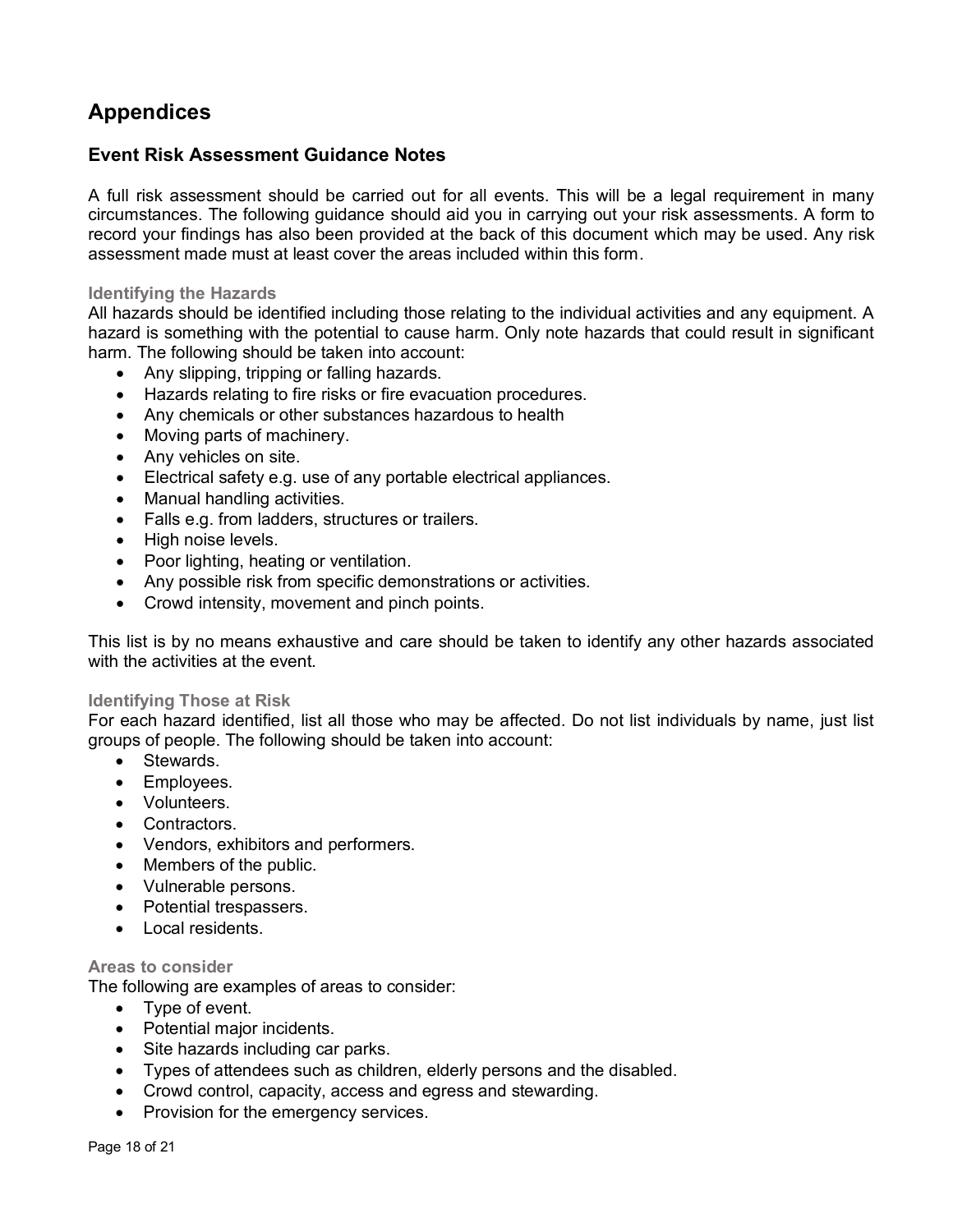# Appendices

## Event Risk Assessment Guidance Notes

A full risk assessment should be carried out for all events. This will be a legal requirement in many circumstances. The following guidance should aid you in carrying out your risk assessments. A form to record your findings has also been provided at the back of this document which may be used. Any risk assessment made must at least cover the areas included within this form.

### Identifying the Hazards

All hazards should be identified including those relating to the individual activities and any equipment. A hazard is something with the potential to cause harm. Only note hazards that could result in significant harm. The following should be taken into account:

- Any slipping, tripping or falling hazards.
- Hazards relating to fire risks or fire evacuation procedures.
- Any chemicals or other substances hazardous to health
- Moving parts of machinery.
- Any vehicles on site.
- Electrical safety e.g. use of any portable electrical appliances.
- Manual handling activities.
- Falls e.g. from ladders, structures or trailers.
- High noise levels.
- Poor lighting, heating or ventilation.
- Any possible risk from specific demonstrations or activities.
- Crowd intensity, movement and pinch points.

This list is by no means exhaustive and care should be taken to identify any other hazards associated with the activities at the event.

### Identifying Those at Risk

For each hazard identified, list all those who may be affected. Do not list individuals by name, just list groups of people. The following should be taken into account:

- Stewards.
- Employees.
- Volunteers.
- Contractors.
- Vendors, exhibitors and performers.
- Members of the public.
- Vulnerable persons.
- Potential trespassers.
- Local residents.

### Areas to consider

The following are examples of areas to consider:

- Type of event.
- Potential major incidents.
- Site hazards including car parks.
- Types of attendees such as children, elderly persons and the disabled.
- Crowd control, capacity, access and egress and stewarding.
- Provision for the emergency services.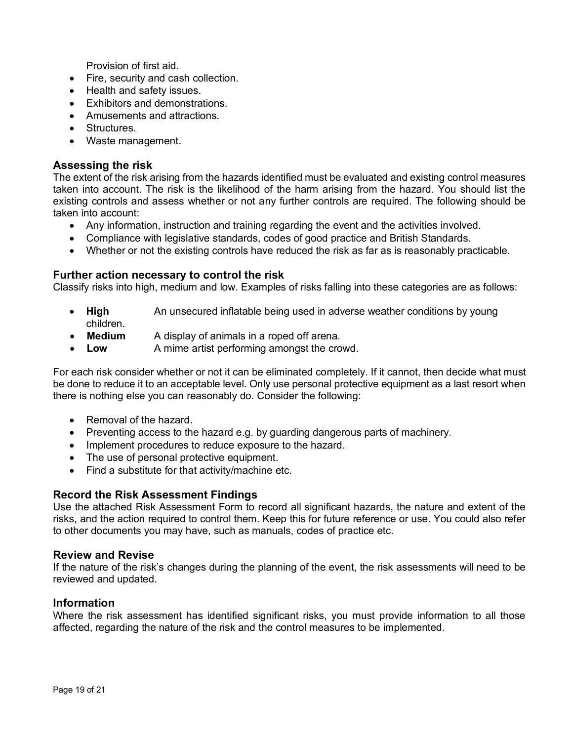Provision of first aid.

- Fire, security and cash collection.
- Health and safety issues.
- Exhibitors and demonstrations.
- Amusements and attractions.
- Structures.
- Waste management.

## Assessing the risk

The extent of the risk arising from the hazards identified must be evaluated and existing control measures taken into account. The risk is the likelihood of the harm arising from the hazard. You should list the existing controls and assess whether or not any further controls are required. The following should be taken into account:

- Any information, instruction and training regarding the event and the activities involved.
- Compliance with legislative standards, codes of good practice and British Standards.
- Whether or not the existing controls have reduced the risk as far as is reasonably practicable.

## Further action necessary to control the risk

Classify risks into high, medium and low. Examples of risks falling into these categories are as follows:

- **High** An unsecured inflatable being used in adverse weather conditions by young children.
- **Medium** A display of animals in a roped off arena.
- **Low** A mime artist performing amongst the crowd.

For each risk consider whether or not it can be eliminated completely. If it cannot, then decide what must be done to reduce it to an acceptable level. Only use personal protective equipment as a last resort when there is nothing else you can reasonably do. Consider the following:

- Removal of the hazard.
- Preventing access to the hazard e.g. by guarding dangerous parts of machinery.
- Implement procedures to reduce exposure to the hazard.
- The use of personal protective equipment.
- Find a substitute for that activity/machine etc.

## Record the Risk Assessment Findings

Use the attached Risk Assessment Form to record all significant hazards, the nature and extent of the risks, and the action required to control them. Keep this for future reference or use. You could also refer to other documents you may have, such as manuals, codes of practice etc.

## Review and Revise

If the nature of the risk's changes during the planning of the event, the risk assessments will need to be reviewed and updated.

## Information

Where the risk assessment has identified significant risks, you must provide information to all those affected, regarding the nature of the risk and the control measures to be implemented.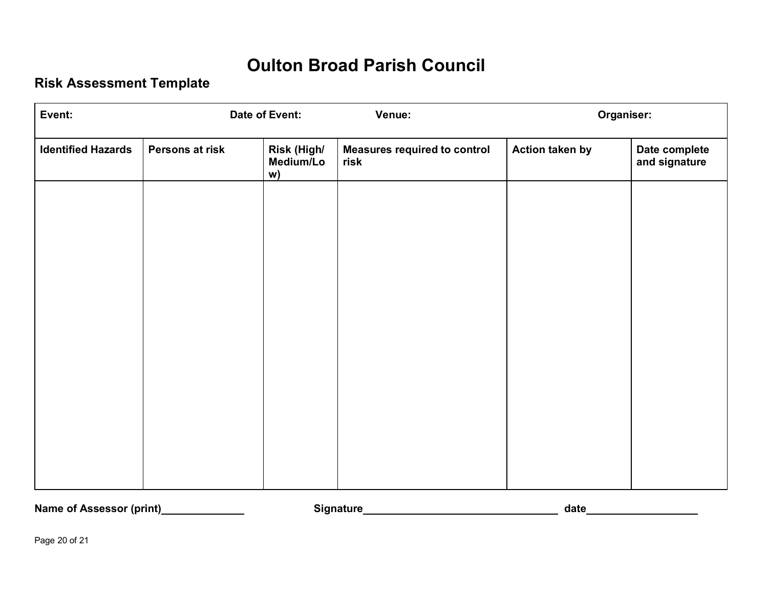# Oulton Broad Parish Council

## Risk Assessment Template

| **Event:** | | **Date of Event:** | **Venue:** | | **Organiser:** |
|---|---|---|---|---|---|
| **Identified Hazards** | **Persons at risk** | **Risk (High/ Medium/Low)** | **Measures required to control risk** | **Action taken by** | **Date complete and signature** |
| | | | | | |

**Name of Assessor (print)**______________ **Signature**__________________________________ **date**___________________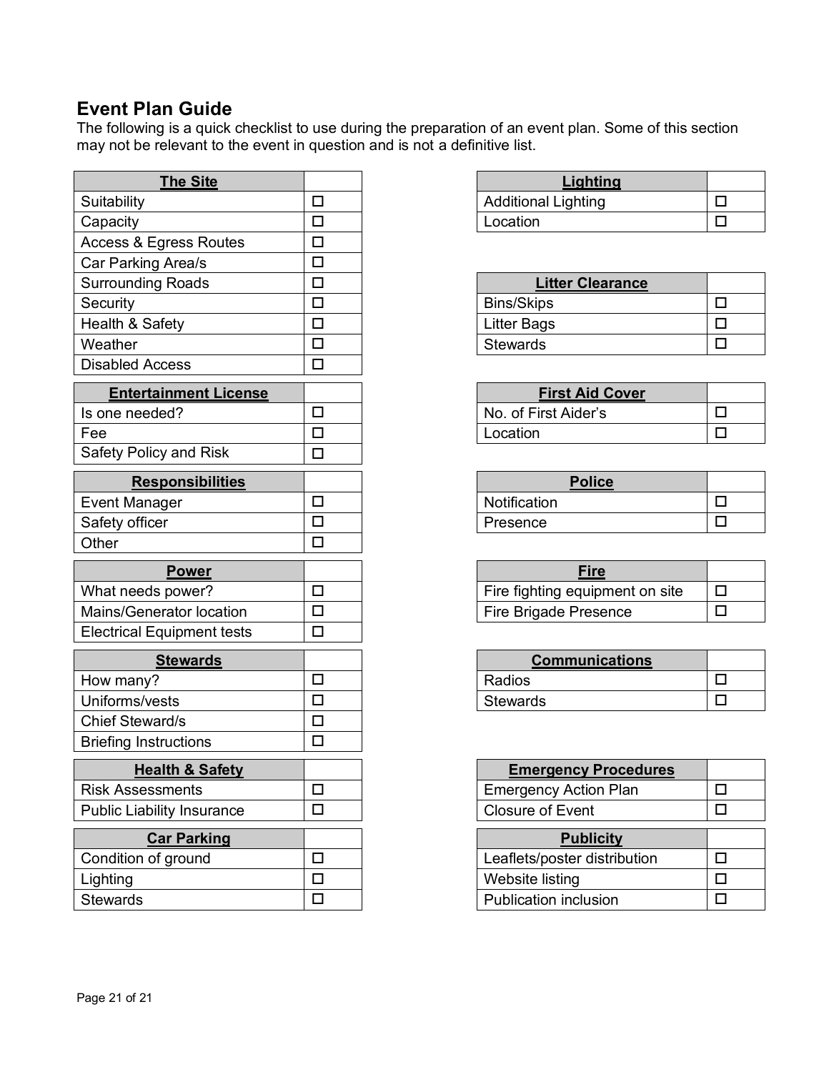## Event Plan Guide

The following is a quick checklist to use during the preparation of an event plan. Some of this section may not be relevant to the event in question and is not a definitive list.

| **The Site** | |
|---|---|
| Suitability | ☐ |
| Capacity | ☐ |
| Access & Egress Routes | ☐ |
| Car Parking Area/s | ☐ |
| Surrounding Roads | ☐ |
| Security | ☐ |
| Health & Safety | ☐ |
| Weather | ☐ |
| Disabled Access | ☐ |

| **Entertainment License** | |
|---|---|
| Is one needed? | ☐ |
| Fee | ☐ |
| Safety Policy and Risk | ☐ |

| **Responsibilities** | |
|---|---|
| Event Manager | ☐ |
| Safety officer | ☐ |
| Other | ☐ |

| **Power** | |
|---|---|
| What needs power? | ☐ |
| Mains/Generator location | ☐ |
| Electrical Equipment tests | ☐ |

| **Stewards** | |
|---|---|
| How many? | ☐ |
| Uniforms/vests | ☐ |
| Chief Steward/s | ☐ |
| Briefing Instructions | ☐ |

| **Health & Safety** | |
|---|---|
| Risk Assessments | ☐ |
| Public Liability Insurance | ☐ |

| **Car Parking** | |
|---|---|
| Condition of ground | ☐ |
| Lighting | ☐ |
| Stewards | ☐ |

| **Lighting** | |
|---|---|
| Additional Lighting | ☐ |
| Location | ☐ |

| **Litter Clearance** | |
|---|---|
| Bins/Skips | ☐ |
| Litter Bags | ☐ |
| Stewards | ☐ |

| **First Aid Cover** | |
|---|---|
| No. of First Aider's | ☐ |
| Location | ☐ |

| **Police** | |
|---|---|
| Notification | ☐ |
| Presence | ☐ |

| **Fire** | |
|---|---|
| Fire fighting equipment on site | ☐ |
| Fire Brigade Presence | ☐ |

| **Communications** | |
|---|---|
| Radios | ☐ |
| Stewards | ☐ |

| **Emergency Procedures** | |
|---|---|
| Emergency Action Plan | ☐ |
| Closure of Event | ☐ |

| **Publicity** | |
|---|---|
| Leaflets/poster distribution | ☐ |
| Website listing | ☐ |
| Publication inclusion | ☐ |